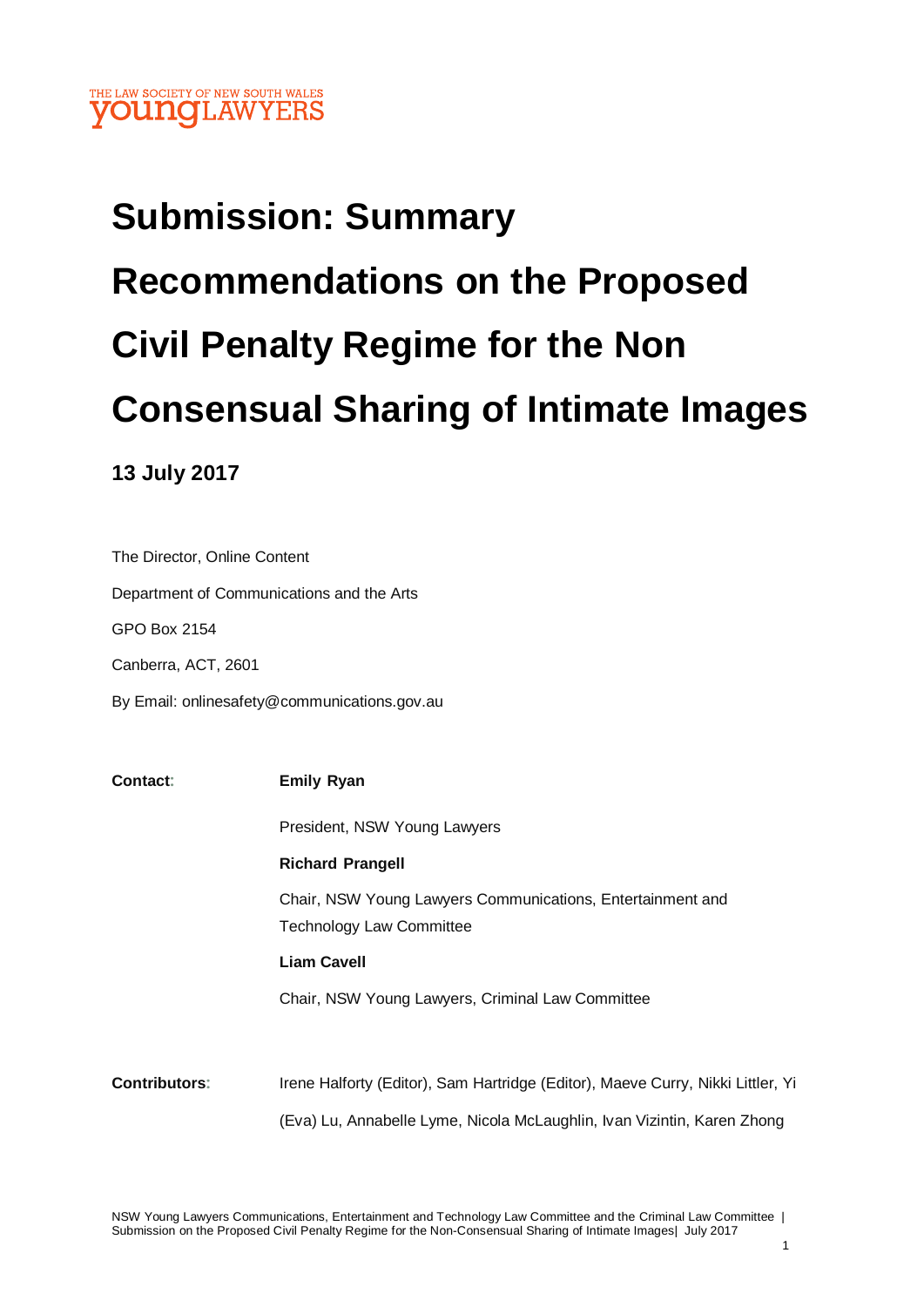THE LAW SOCIETY OF NEW SOUTH WALES
**young**LAWYERS

# Submission: Summary Recommendations on the Proposed Civil Penalty Regime for the Non Consensual Sharing of Intimate Images

## 13 July 2017

The Director, Online Content

Department of Communications and the Arts

GPO Box 2154

Canberra, ACT, 2601

By Email: onlinesafety@communications.gov.au

**Contact:** **Emily Ryan**

President, NSW Young Lawyers

**Richard Prangell**

Chair, NSW Young Lawyers Communications, Entertainment and Technology Law Committee

**Liam Cavell**

Chair, NSW Young Lawyers, Criminal Law Committee

**Contributors:** Irene Halforty (Editor), Sam Hartridge (Editor), Maeve Curry, Nikki Littler, Yi (Eva) Lu, Annabelle Lyme, Nicola McLaughlin, Ivan Vizintin, Karen Zhong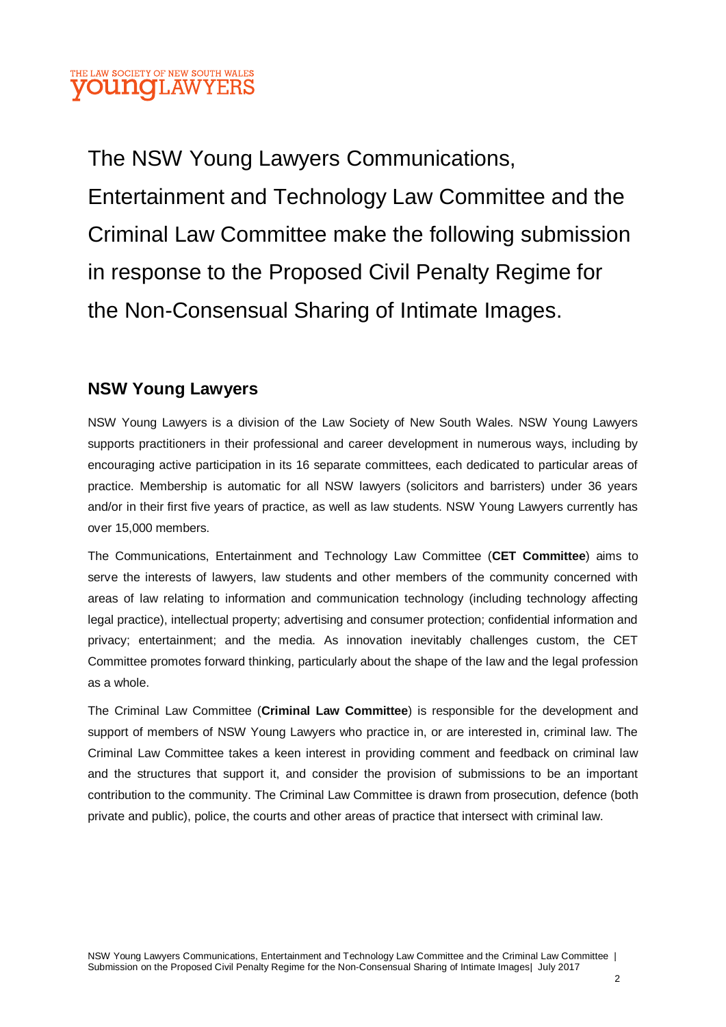The NSW Young Lawyers Communications, Entertainment and Technology Law Committee and the Criminal Law Committee make the following submission in response to the Proposed Civil Penalty Regime for the Non-Consensual Sharing of Intimate Images.

## NSW Young Lawyers

NSW Young Lawyers is a division of the Law Society of New South Wales. NSW Young Lawyers supports practitioners in their professional and career development in numerous ways, including by encouraging active participation in its 16 separate committees, each dedicated to particular areas of practice. Membership is automatic for all NSW lawyers (solicitors and barristers) under 36 years and/or in their first five years of practice, as well as law students. NSW Young Lawyers currently has over 15,000 members.

The Communications, Entertainment and Technology Law Committee (**CET Committee**) aims to serve the interests of lawyers, law students and other members of the community concerned with areas of law relating to information and communication technology (including technology affecting legal practice), intellectual property; advertising and consumer protection; confidential information and privacy; entertainment; and the media. As innovation inevitably challenges custom, the CET Committee promotes forward thinking, particularly about the shape of the law and the legal profession as a whole.

The Criminal Law Committee (**Criminal Law Committee**) is responsible for the development and support of members of NSW Young Lawyers who practice in, or are interested in, criminal law. The Criminal Law Committee takes a keen interest in providing comment and feedback on criminal law and the structures that support it, and consider the provision of submissions to be an important contribution to the community. The Criminal Law Committee is drawn from prosecution, defence (both private and public), police, the courts and other areas of practice that intersect with criminal law.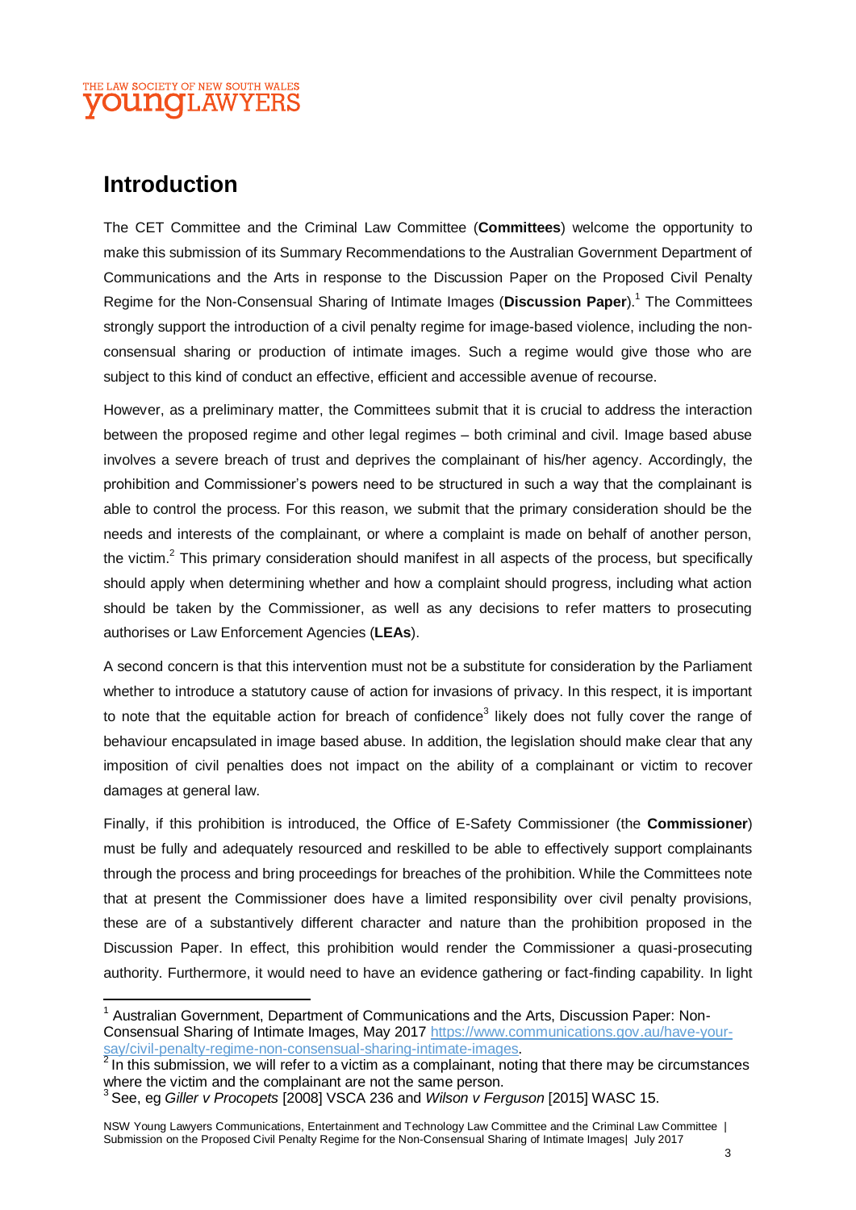## Introduction

The CET Committee and the Criminal Law Committee (**Committees**) welcome the opportunity to make this submission of its Summary Recommendations to the Australian Government Department of Communications and the Arts in response to the Discussion Paper on the Proposed Civil Penalty Regime for the Non-Consensual Sharing of Intimate Images (**Discussion Paper**).[1] The Committees strongly support the introduction of a civil penalty regime for image-based violence, including the non-consensual sharing or production of intimate images. Such a regime would give those who are subject to this kind of conduct an effective, efficient and accessible avenue of recourse.

However, as a preliminary matter, the Committees submit that it is crucial to address the interaction between the proposed regime and other legal regimes – both criminal and civil. Image based abuse involves a severe breach of trust and deprives the complainant of his/her agency. Accordingly, the prohibition and Commissioner's powers need to be structured in such a way that the complainant is able to control the process. For this reason, we submit that the primary consideration should be the needs and interests of the complainant, or where a complaint is made on behalf of another person, the victim.[2] This primary consideration should manifest in all aspects of the process, but specifically should apply when determining whether and how a complaint should progress, including what action should be taken by the Commissioner, as well as any decisions to refer matters to prosecuting authorises or Law Enforcement Agencies (**LEAs**).

A second concern is that this intervention must not be a substitute for consideration by the Parliament whether to introduce a statutory cause of action for invasions of privacy. In this respect, it is important to note that the equitable action for breach of confidence[3] likely does not fully cover the range of behaviour encapsulated in image based abuse. In addition, the legislation should make clear that any imposition of civil penalties does not impact on the ability of a complainant or victim to recover damages at general law.

Finally, if this prohibition is introduced, the Office of E-Safety Commissioner (the **Commissioner**) must be fully and adequately resourced and reskilled to be able to effectively support complainants through the process and bring proceedings for breaches of the prohibition. While the Committees note that at present the Commissioner does have a limited responsibility over civil penalty provisions, these are of a substantively different character and nature than the prohibition proposed in the Discussion Paper. In effect, this prohibition would render the Commissioner a quasi-prosecuting authority. Furthermore, it would need to have an evidence gathering or fact-finding capability. In light

---

[1] Australian Government, Department of Communications and the Arts, Discussion Paper: Non-Consensual Sharing of Intimate Images, May 2017 https://www.communications.gov.au/have-your-say/civil-penalty-regime-non-consensual-sharing-intimate-images.

[2] In this submission, we will refer to a victim as a complainant, noting that there may be circumstances where the victim and the complainant are not the same person.

[3] See, eg *Giller v Procopets* [2008] VSCA 236 and *Wilson v Ferguson* [2015] WASC 15.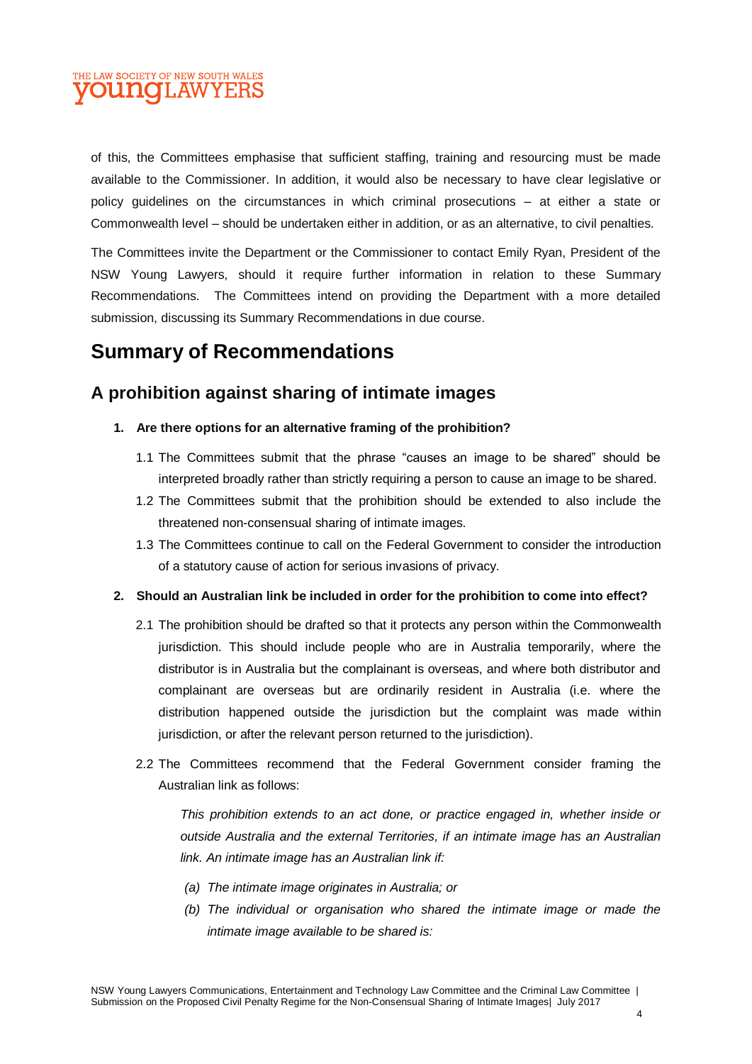of this, the Committees emphasise that sufficient staffing, training and resourcing must be made available to the Commissioner. In addition, it would also be necessary to have clear legislative or policy guidelines on the circumstances in which criminal prosecutions – at either a state or Commonwealth level – should be undertaken either in addition, or as an alternative, to civil penalties.

The Committees invite the Department or the Commissioner to contact Emily Ryan, President of the NSW Young Lawyers, should it require further information in relation to these Summary Recommendations. The Committees intend on providing the Department with a more detailed submission, discussing its Summary Recommendations in due course.

# Summary of Recommendations

## A prohibition against sharing of intimate images

1. **Are there options for an alternative framing of the prohibition?**

   1.1 The Committees submit that the phrase "causes an image to be shared" should be interpreted broadly rather than strictly requiring a person to cause an image to be shared.

   1.2 The Committees submit that the prohibition should be extended to also include the threatened non-consensual sharing of intimate images.

   1.3 The Committees continue to call on the Federal Government to consider the introduction of a statutory cause of action for serious invasions of privacy.

2. **Should an Australian link be included in order for the prohibition to come into effect?**

   2.1 The prohibition should be drafted so that it protects any person within the Commonwealth jurisdiction. This should include people who are in Australia temporarily, where the distributor is in Australia but the complainant is overseas, and where both distributor and complainant are overseas but are ordinarily resident in Australia (i.e. where the distribution happened outside the jurisdiction but the complaint was made within jurisdiction, or after the relevant person returned to the jurisdiction).

   2.2 The Committees recommend that the Federal Government consider framing the Australian link as follows:

   > *This prohibition extends to an act done, or practice engaged in, whether inside or outside Australia and the external Territories, if an intimate image has an Australian link. An intimate image has an Australian link if:*
   >
   > *(a) The intimate image originates in Australia; or*
   >
   > *(b) The individual or organisation who shared the intimate image or made the intimate image available to be shared is:*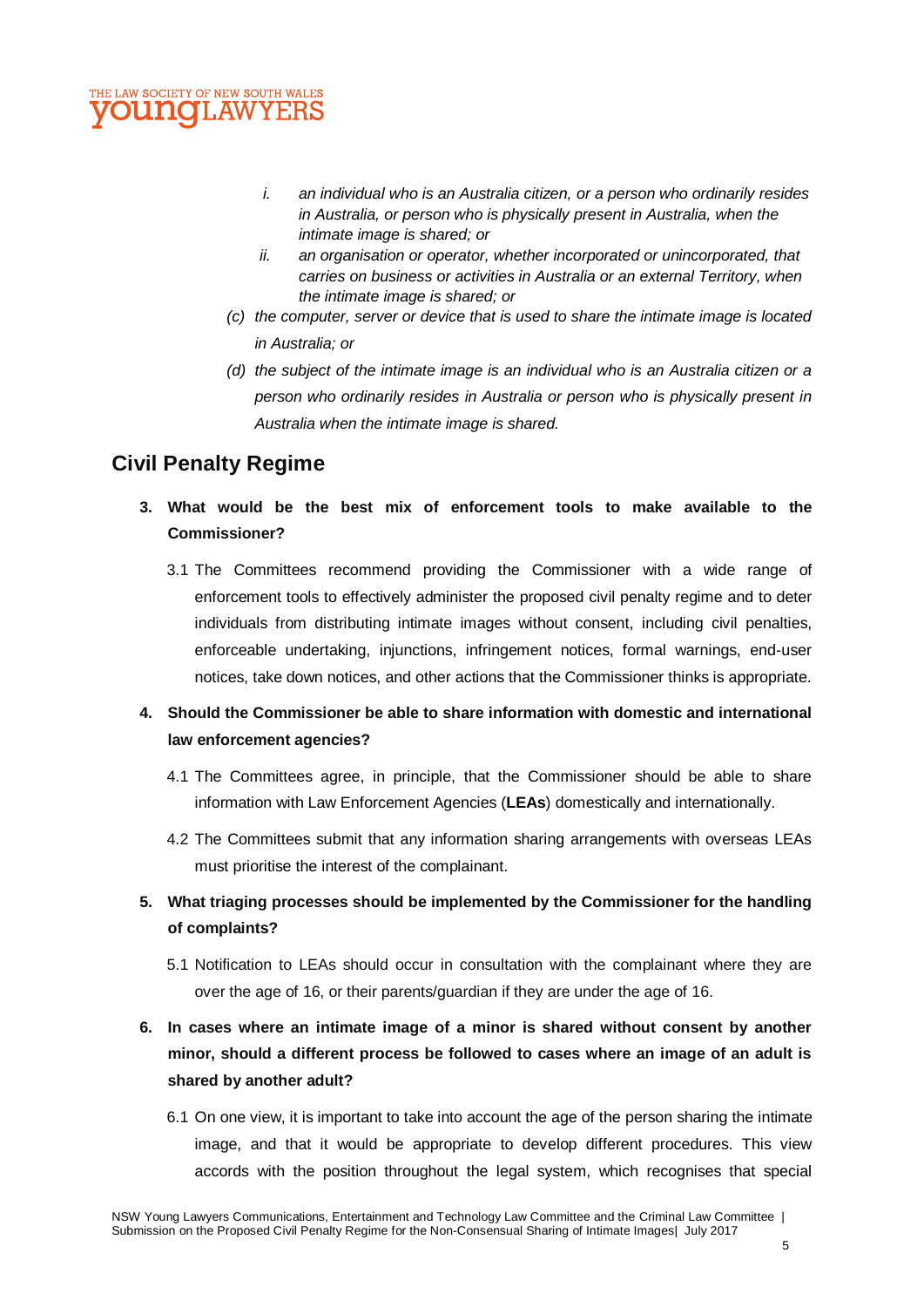> *i. an individual who is an Australia citizen, or a person who ordinarily resides in Australia, or person who is physically present in Australia, when the intimate image is shared; or*
>
> *ii. an organisation or operator, whether incorporated or unincorporated, that carries on business or activities in Australia or an external Territory, when the intimate image is shared; or*

*(c) the computer, server or device that is used to share the intimate image is located in Australia; or*

*(d) the subject of the intimate image is an individual who is an Australia citizen or a person who ordinarily resides in Australia or person who is physically present in Australia when the intimate image is shared.*

## Civil Penalty Regime

**3. What would be the best mix of enforcement tools to make available to the Commissioner?**

3.1 The Committees recommend providing the Commissioner with a wide range of enforcement tools to effectively administer the proposed civil penalty regime and to deter individuals from distributing intimate images without consent, including civil penalties, enforceable undertaking, injunctions, infringement notices, formal warnings, end-user notices, take down notices, and other actions that the Commissioner thinks is appropriate.

**4. Should the Commissioner be able to share information with domestic and international law enforcement agencies?**

4.1 The Committees agree, in principle, that the Commissioner should be able to share information with Law Enforcement Agencies (**LEAs**) domestically and internationally.

4.2 The Committees submit that any information sharing arrangements with overseas LEAs must prioritise the interest of the complainant.

**5. What triaging processes should be implemented by the Commissioner for the handling of complaints?**

5.1 Notification to LEAs should occur in consultation with the complainant where they are over the age of 16, or their parents/guardian if they are under the age of 16.

**6. In cases where an intimate image of a minor is shared without consent by another minor, should a different process be followed to cases where an image of an adult is shared by another adult?**

6.1 On one view, it is important to take into account the age of the person sharing the intimate image, and that it would be appropriate to develop different procedures. This view accords with the position throughout the legal system, which recognises that special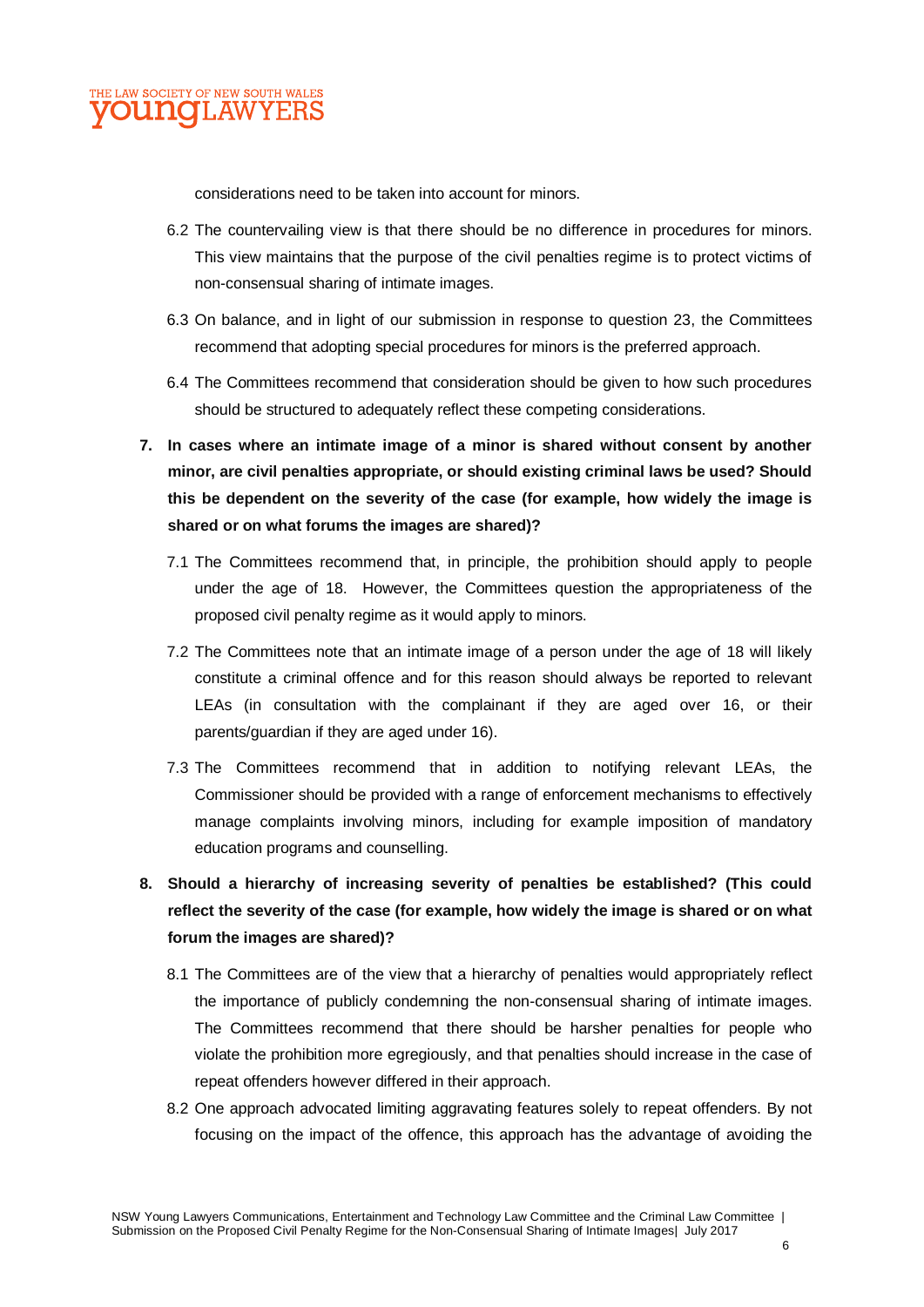considerations need to be taken into account for minors.

6.2 The countervailing view is that there should be no difference in procedures for minors. This view maintains that the purpose of the civil penalties regime is to protect victims of non-consensual sharing of intimate images.

6.3 On balance, and in light of our submission in response to question 23, the Committees recommend that adopting special procedures for minors is the preferred approach.

6.4 The Committees recommend that consideration should be given to how such procedures should be structured to adequately reflect these competing considerations.

**7. In cases where an intimate image of a minor is shared without consent by another minor, are civil penalties appropriate, or should existing criminal laws be used? Should this be dependent on the severity of the case (for example, how widely the image is shared or on what forums the images are shared)?**

7.1 The Committees recommend that, in principle, the prohibition should apply to people under the age of 18. However, the Committees question the appropriateness of the proposed civil penalty regime as it would apply to minors.

7.2 The Committees note that an intimate image of a person under the age of 18 will likely constitute a criminal offence and for this reason should always be reported to relevant LEAs (in consultation with the complainant if they are aged over 16, or their parents/guardian if they are aged under 16).

7.3 The Committees recommend that in addition to notifying relevant LEAs, the Commissioner should be provided with a range of enforcement mechanisms to effectively manage complaints involving minors, including for example imposition of mandatory education programs and counselling.

**8. Should a hierarchy of increasing severity of penalties be established? (This could reflect the severity of the case (for example, how widely the image is shared or on what forum the images are shared)?**

8.1 The Committees are of the view that a hierarchy of penalties would appropriately reflect the importance of publicly condemning the non-consensual sharing of intimate images. The Committees recommend that there should be harsher penalties for people who violate the prohibition more egregiously, and that penalties should increase in the case of repeat offenders however differed in their approach.

8.2 One approach advocated limiting aggravating features solely to repeat offenders. By not focusing on the impact of the offence, this approach has the advantage of avoiding the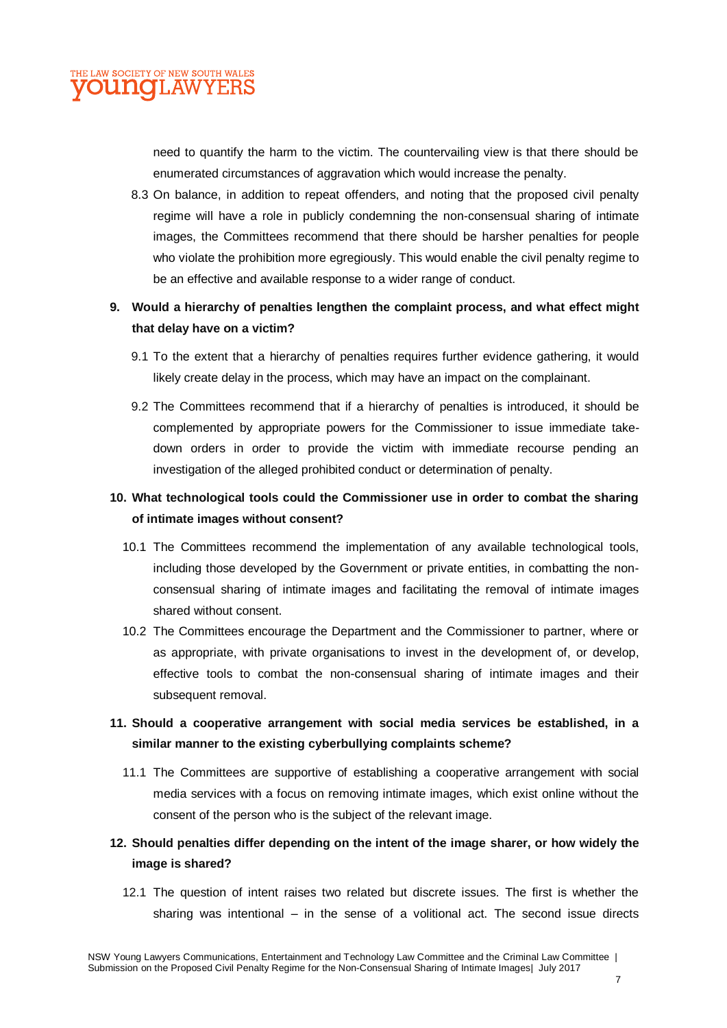need to quantify the harm to the victim. The countervailing view is that there should be enumerated circumstances of aggravation which would increase the penalty.

8.3 On balance, in addition to repeat offenders, and noting that the proposed civil penalty regime will have a role in publicly condemning the non-consensual sharing of intimate images, the Committees recommend that there should be harsher penalties for people who violate the prohibition more egregiously. This would enable the civil penalty regime to be an effective and available response to a wider range of conduct.

**9. Would a hierarchy of penalties lengthen the complaint process, and what effect might that delay have on a victim?**

9.1 To the extent that a hierarchy of penalties requires further evidence gathering, it would likely create delay in the process, which may have an impact on the complainant.

9.2 The Committees recommend that if a hierarchy of penalties is introduced, it should be complemented by appropriate powers for the Commissioner to issue immediate take-down orders in order to provide the victim with immediate recourse pending an investigation of the alleged prohibited conduct or determination of penalty.

**10. What technological tools could the Commissioner use in order to combat the sharing of intimate images without consent?**

10.1 The Committees recommend the implementation of any available technological tools, including those developed by the Government or private entities, in combatting the non-consensual sharing of intimate images and facilitating the removal of intimate images shared without consent.

10.2 The Committees encourage the Department and the Commissioner to partner, where or as appropriate, with private organisations to invest in the development of, or develop, effective tools to combat the non-consensual sharing of intimate images and their subsequent removal.

**11. Should a cooperative arrangement with social media services be established, in a similar manner to the existing cyberbullying complaints scheme?**

11.1 The Committees are supportive of establishing a cooperative arrangement with social media services with a focus on removing intimate images, which exist online without the consent of the person who is the subject of the relevant image.

**12. Should penalties differ depending on the intent of the image sharer, or how widely the image is shared?**

12.1 The question of intent raises two related but discrete issues. The first is whether the sharing was intentional – in the sense of a volitional act. The second issue directs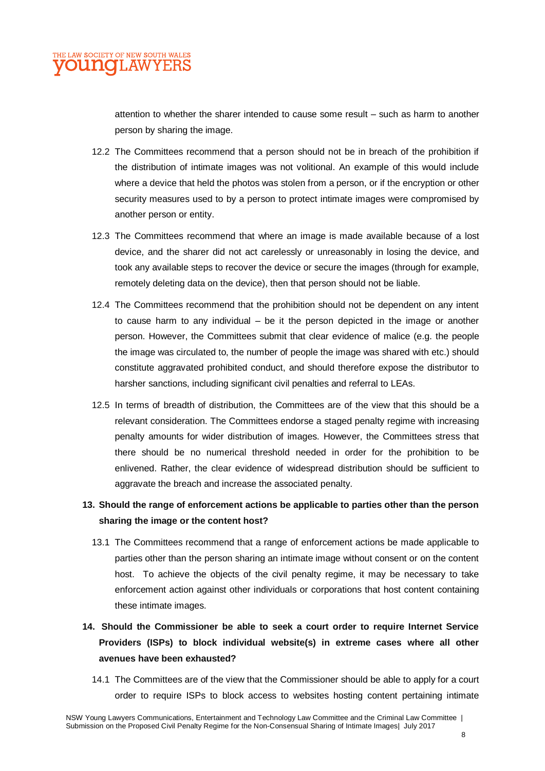attention to whether the sharer intended to cause some result – such as harm to another person by sharing the image.

12.2 The Committees recommend that a person should not be in breach of the prohibition if the distribution of intimate images was not volitional. An example of this would include where a device that held the photos was stolen from a person, or if the encryption or other security measures used to by a person to protect intimate images were compromised by another person or entity.

12.3 The Committees recommend that where an image is made available because of a lost device, and the sharer did not act carelessly or unreasonably in losing the device, and took any available steps to recover the device or secure the images (through for example, remotely deleting data on the device), then that person should not be liable.

12.4 The Committees recommend that the prohibition should not be dependent on any intent to cause harm to any individual – be it the person depicted in the image or another person. However, the Committees submit that clear evidence of malice (e.g. the people the image was circulated to, the number of people the image was shared with etc.) should constitute aggravated prohibited conduct, and should therefore expose the distributor to harsher sanctions, including significant civil penalties and referral to LEAs.

12.5 In terms of breadth of distribution, the Committees are of the view that this should be a relevant consideration. The Committees endorse a staged penalty regime with increasing penalty amounts for wider distribution of images. However, the Committees stress that there should be no numerical threshold needed in order for the prohibition to be enlivened. Rather, the clear evidence of widespread distribution should be sufficient to aggravate the breach and increase the associated penalty.

**13. Should the range of enforcement actions be applicable to parties other than the person sharing the image or the content host?**

13.1 The Committees recommend that a range of enforcement actions be made applicable to parties other than the person sharing an intimate image without consent or on the content host. To achieve the objects of the civil penalty regime, it may be necessary to take enforcement action against other individuals or corporations that host content containing these intimate images.

**14. Should the Commissioner be able to seek a court order to require Internet Service Providers (ISPs) to block individual website(s) in extreme cases where all other avenues have been exhausted?**

14.1 The Committees are of the view that the Commissioner should be able to apply for a court order to require ISPs to block access to websites hosting content pertaining intimate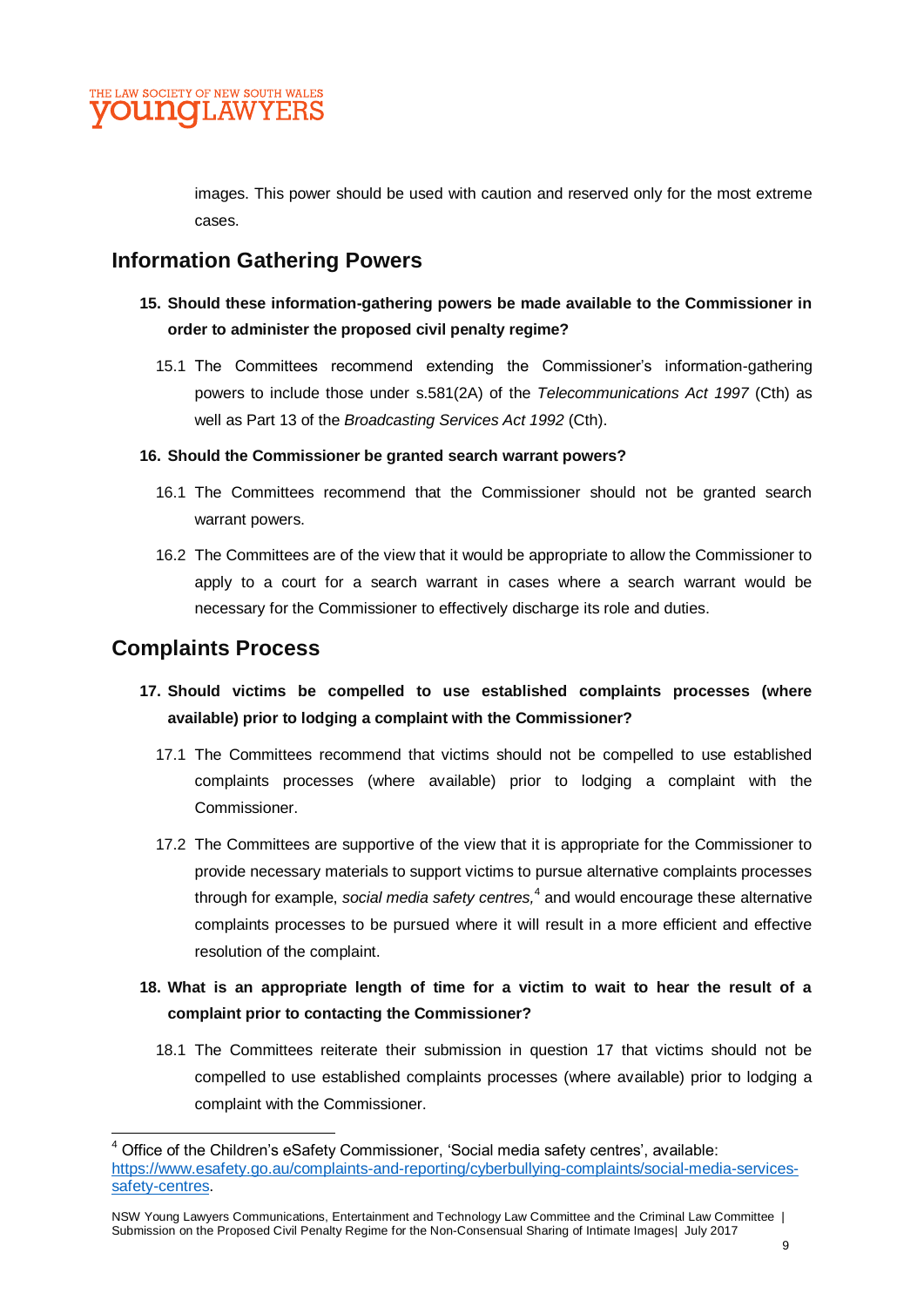images. This power should be used with caution and reserved only for the most extreme cases.

## Information Gathering Powers

**15. Should these information-gathering powers be made available to the Commissioner in order to administer the proposed civil penalty regime?**

15.1 The Committees recommend extending the Commissioner's information-gathering powers to include those under s.581(2A) of the *Telecommunications Act 1997* (Cth) as well as Part 13 of the *Broadcasting Services Act 1992* (Cth).

**16. Should the Commissioner be granted search warrant powers?**

16.1 The Committees recommend that the Commissioner should not be granted search warrant powers.

16.2 The Committees are of the view that it would be appropriate to allow the Commissioner to apply to a court for a search warrant in cases where a search warrant would be necessary for the Commissioner to effectively discharge its role and duties.

## Complaints Process

**17. Should victims be compelled to use established complaints processes (where available) prior to lodging a complaint with the Commissioner?**

17.1 The Committees recommend that victims should not be compelled to use established complaints processes (where available) prior to lodging a complaint with the Commissioner.

17.2 The Committees are supportive of the view that it is appropriate for the Commissioner to provide necessary materials to support victims to pursue alternative complaints processes through for example, *social media safety centres,*[4] and would encourage these alternative complaints processes to be pursued where it will result in a more efficient and effective resolution of the complaint.

**18. What is an appropriate length of time for a victim to wait to hear the result of a complaint prior to contacting the Commissioner?**

18.1 The Committees reiterate their submission in question 17 that victims should not be compelled to use established complaints processes (where available) prior to lodging a complaint with the Commissioner.

---

[4] Office of the Children's eSafety Commissioner, 'Social media safety centres', available: https://www.esafety.gov.au/complaints-and-reporting/cyberbullying-complaints/social-media-services-safety-centres.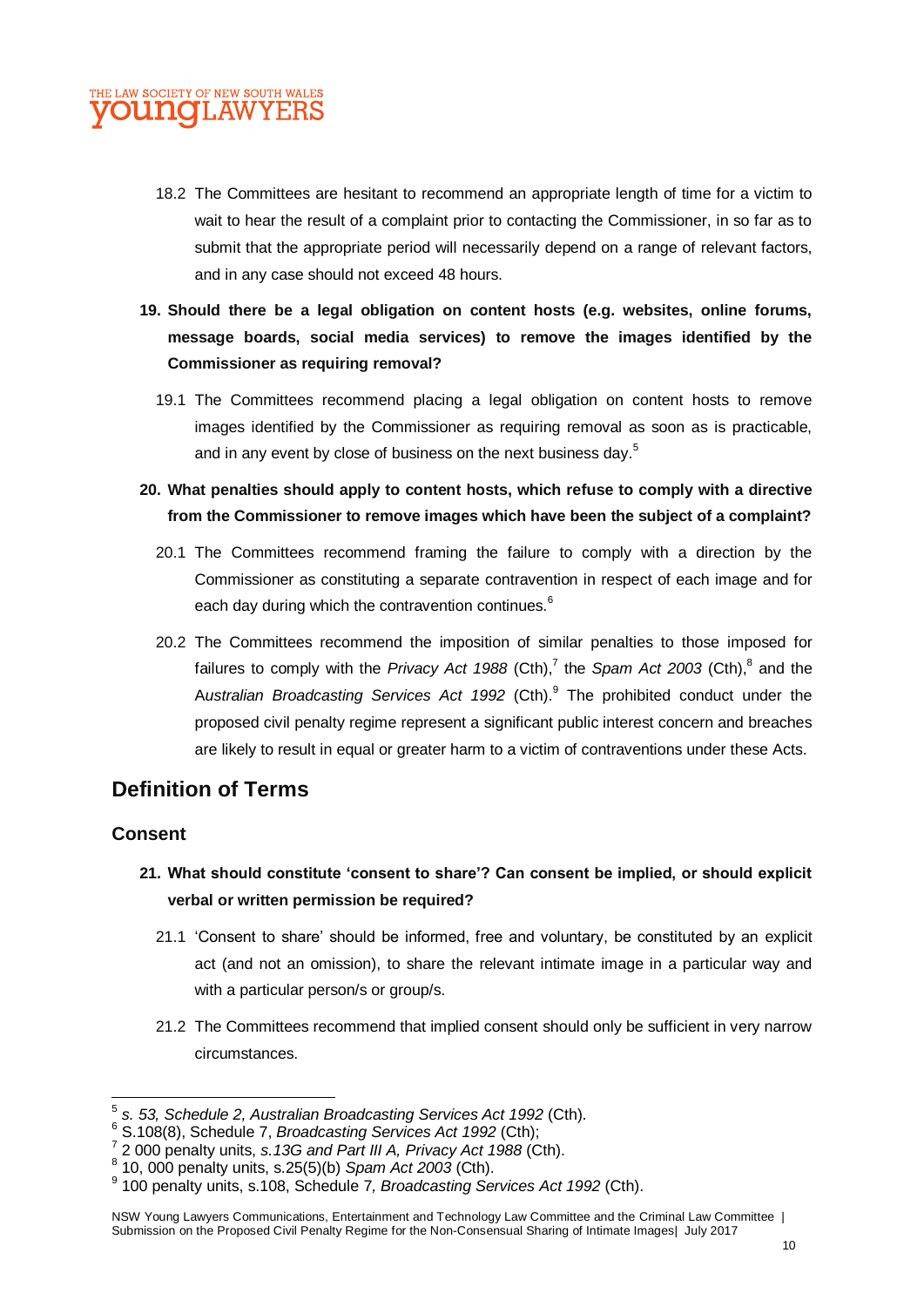18.2 The Committees are hesitant to recommend an appropriate length of time for a victim to wait to hear the result of a complaint prior to contacting the Commissioner, in so far as to submit that the appropriate period will necessarily depend on a range of relevant factors, and in any case should not exceed 48 hours.

**19. Should there be a legal obligation on content hosts (e.g. websites, online forums, message boards, social media services) to remove the images identified by the Commissioner as requiring removal?**

19.1 The Committees recommend placing a legal obligation on content hosts to remove images identified by the Commissioner as requiring removal as soon as is practicable, and in any event by close of business on the next business day.[5]

**20. What penalties should apply to content hosts, which refuse to comply with a directive from the Commissioner to remove images which have been the subject of a complaint?**

20.1 The Committees recommend framing the failure to comply with a direction by the Commissioner as constituting a separate contravention in respect of each image and for each day during which the contravention continues.[6]

20.2 The Committees recommend the imposition of similar penalties to those imposed for failures to comply with the *Privacy Act 1988* (Cth),[7] the *Spam Act 2003* (Cth),[8] and the A*ustralian Broadcasting Services Act 1992* (Cth).[9] The prohibited conduct under the proposed civil penalty regime represent a significant public interest concern and breaches are likely to result in equal or greater harm to a victim of contraventions under these Acts.

## Definition of Terms

### Consent

**21. What should constitute 'consent to share'? Can consent be implied, or should explicit verbal or written permission be required?**

21.1 'Consent to share' should be informed, free and voluntary, be constituted by an explicit act (and not an omission), to share the relevant intimate image in a particular way and with a particular person/s or group/s.

21.2 The Committees recommend that implied consent should only be sufficient in very narrow circumstances.

---

[5] *s. 53, Schedule 2, Australian Broadcasting Services Act 1992* (Cth).

[6] S.108(8), Schedule 7, *Broadcasting Services Act 1992* (Cth);

[7] 2 000 penalty units, *s.13G and Part III A, Privacy Act 1988* (Cth).

[8] 10, 000 penalty units, s.25(5)(b) *Spam Act 2003* (Cth).

[9] 100 penalty units, s.108, Schedule 7*, Broadcasting Services Act 1992* (Cth).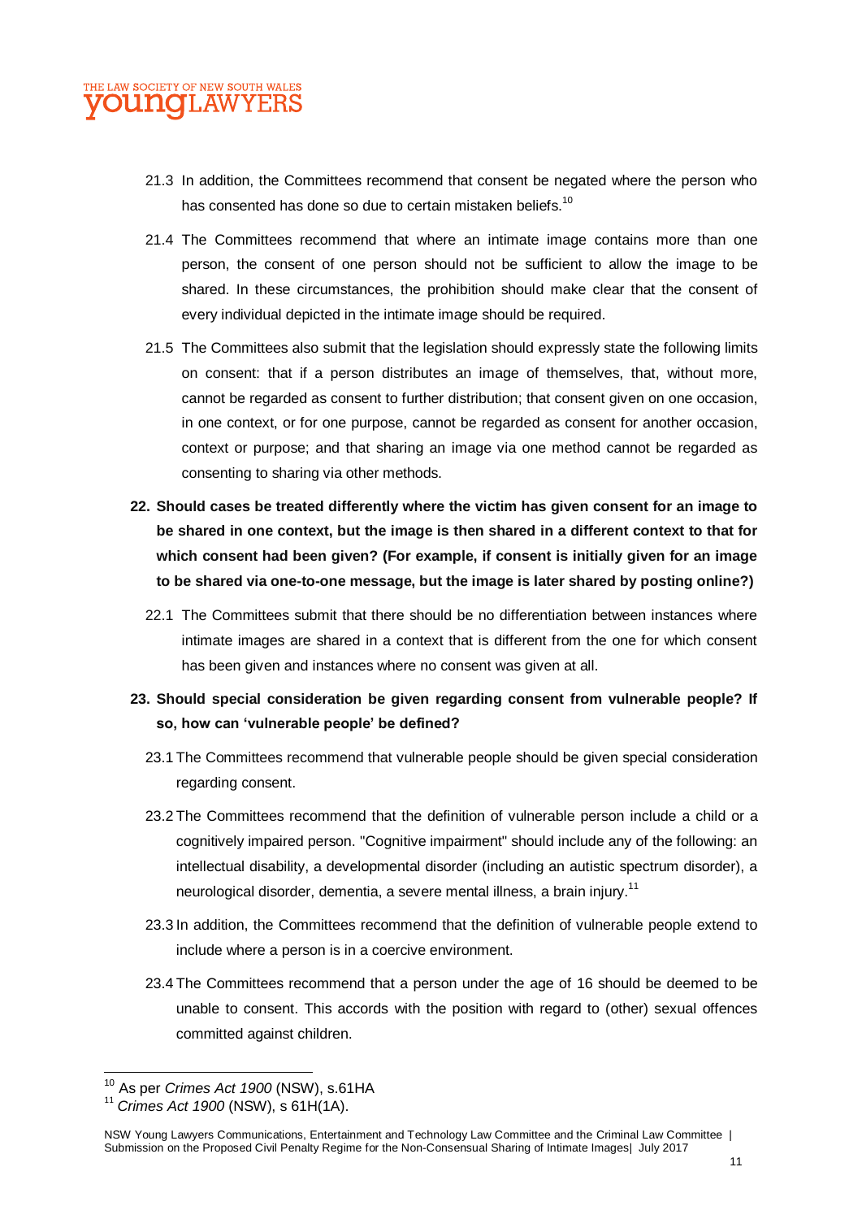21.3 In addition, the Committees recommend that consent be negated where the person who has consented has done so due to certain mistaken beliefs.[10]

21.4 The Committees recommend that where an intimate image contains more than one person, the consent of one person should not be sufficient to allow the image to be shared. In these circumstances, the prohibition should make clear that the consent of every individual depicted in the intimate image should be required.

21.5 The Committees also submit that the legislation should expressly state the following limits on consent: that if a person distributes an image of themselves, that, without more, cannot be regarded as consent to further distribution; that consent given on one occasion, in one context, or for one purpose, cannot be regarded as consent for another occasion, context or purpose; and that sharing an image via one method cannot be regarded as consenting to sharing via other methods.

**22. Should cases be treated differently where the victim has given consent for an image to be shared in one context, but the image is then shared in a different context to that for which consent had been given? (For example, if consent is initially given for an image to be shared via one-to-one message, but the image is later shared by posting online?)**

22.1 The Committees submit that there should be no differentiation between instances where intimate images are shared in a context that is different from the one for which consent has been given and instances where no consent was given at all.

**23. Should special consideration be given regarding consent from vulnerable people? If so, how can 'vulnerable people' be defined?**

23.1 The Committees recommend that vulnerable people should be given special consideration regarding consent.

23.2 The Committees recommend that the definition of vulnerable person include a child or a cognitively impaired person. "Cognitive impairment" should include any of the following: an intellectual disability, a developmental disorder (including an autistic spectrum disorder), a neurological disorder, dementia, a severe mental illness, a brain injury.[11]

23.3 In addition, the Committees recommend that the definition of vulnerable people extend to include where a person is in a coercive environment.

23.4 The Committees recommend that a person under the age of 16 should be deemed to be unable to consent. This accords with the position with regard to (other) sexual offences committed against children.

---

[10] As per *Crimes Act 1900* (NSW), s.61HA

[11] *Crimes Act 1900* (NSW), s 61H(1A).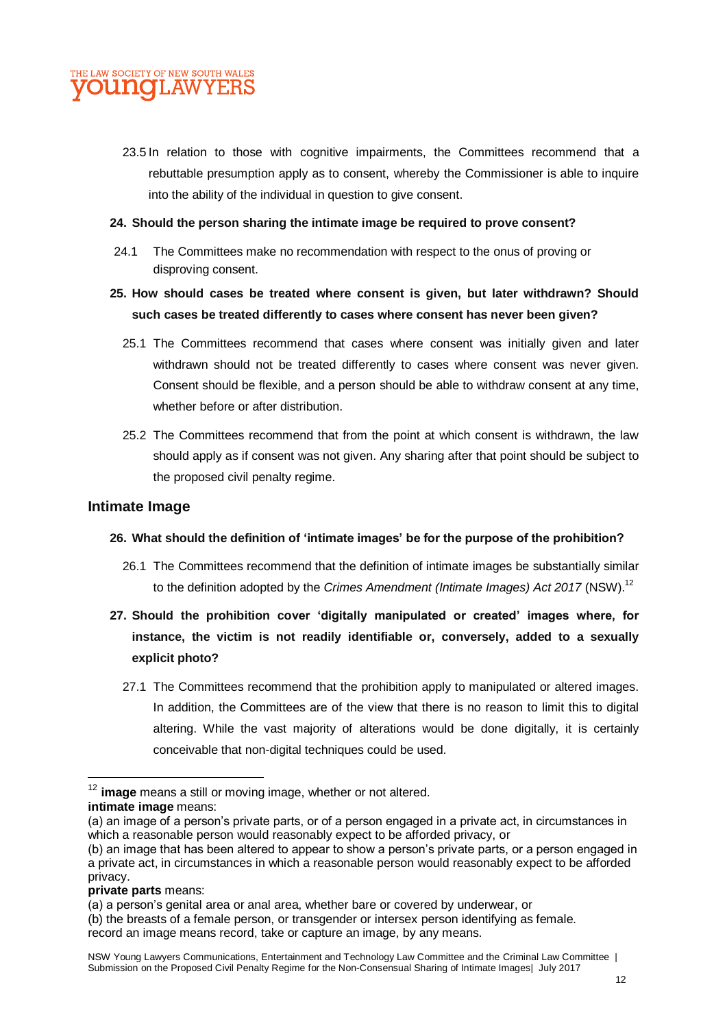23.5 In relation to those with cognitive impairments, the Committees recommend that a rebuttable presumption apply as to consent, whereby the Commissioner is able to inquire into the ability of the individual in question to give consent.

**24. Should the person sharing the intimate image be required to prove consent?**

24.1 The Committees make no recommendation with respect to the onus of proving or disproving consent.

**25. How should cases be treated where consent is given, but later withdrawn? Should such cases be treated differently to cases where consent has never been given?**

25.1 The Committees recommend that cases where consent was initially given and later withdrawn should not be treated differently to cases where consent was never given. Consent should be flexible, and a person should be able to withdraw consent at any time, whether before or after distribution.

25.2 The Committees recommend that from the point at which consent is withdrawn, the law should apply as if consent was not given. Any sharing after that point should be subject to the proposed civil penalty regime.

## Intimate Image

**26. What should the definition of 'intimate images' be for the purpose of the prohibition?**

26.1 The Committees recommend that the definition of intimate images be substantially similar to the definition adopted by the *Crimes Amendment (Intimate Images) Act 2017* (NSW).[12]

**27. Should the prohibition cover 'digitally manipulated or created' images where, for instance, the victim is not readily identifiable or, conversely, added to a sexually explicit photo?**

27.1 The Committees recommend that the prohibition apply to manipulated or altered images. In addition, the Committees are of the view that there is no reason to limit this to digital altering. While the vast majority of alterations would be done digitally, it is certainly conceivable that non-digital techniques could be used.

---

[12] **image** means a still or moving image, whether or not altered.
**intimate image** means:
(a) an image of a person's private parts, or of a person engaged in a private act, in circumstances in which a reasonable person would reasonably expect to be afforded privacy, or
(b) an image that has been altered to appear to show a person's private parts, or a person engaged in a private act, in circumstances in which a reasonable person would reasonably expect to be afforded privacy.
**private parts** means:
(a) a person's genital area or anal area, whether bare or covered by underwear, or
(b) the breasts of a female person, or transgender or intersex person identifying as female.
record an image means record, take or capture an image, by any means.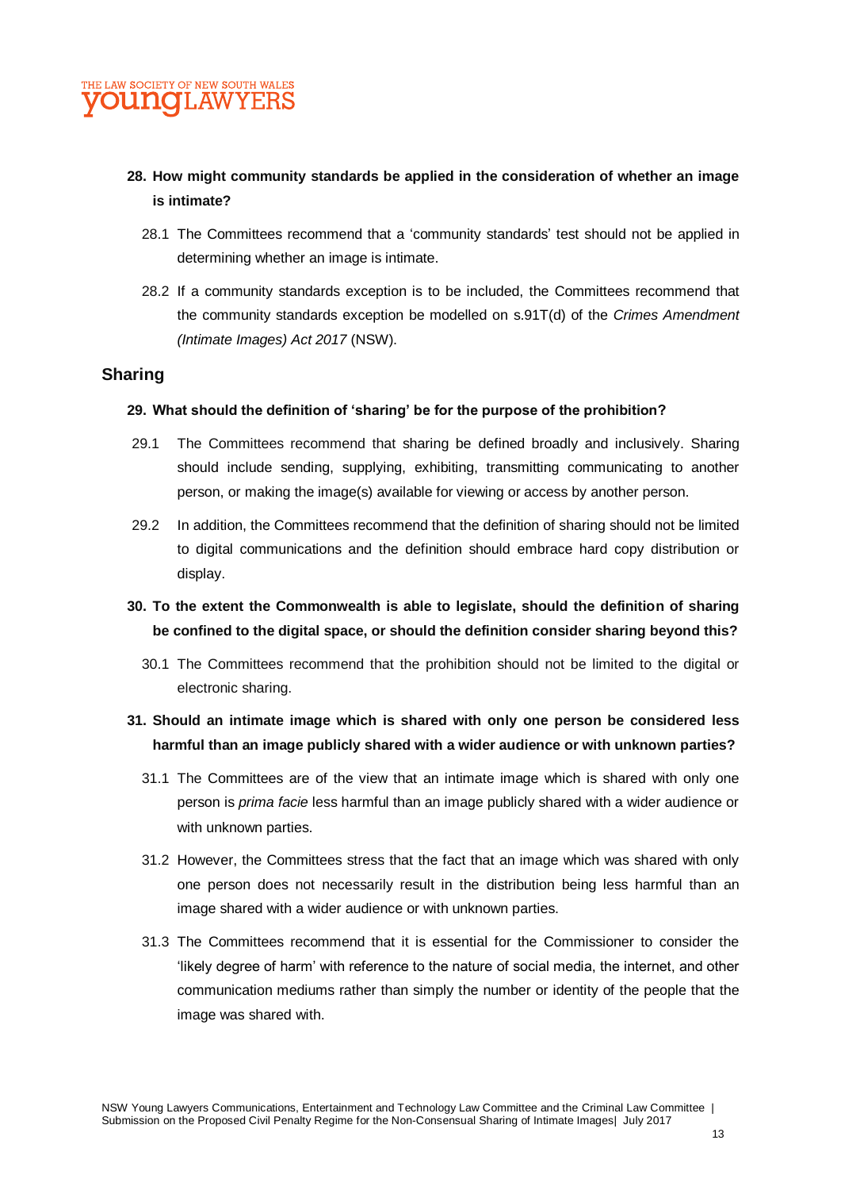**28. How might community standards be applied in the consideration of whether an image is intimate?**

28.1 The Committees recommend that a 'community standards' test should not be applied in determining whether an image is intimate.

28.2 If a community standards exception is to be included, the Committees recommend that the community standards exception be modelled on s.91T(d) of the *Crimes Amendment (Intimate Images) Act 2017* (NSW).

## Sharing

**29. What should the definition of 'sharing' be for the purpose of the prohibition?**

29.1 The Committees recommend that sharing be defined broadly and inclusively. Sharing should include sending, supplying, exhibiting, transmitting communicating to another person, or making the image(s) available for viewing or access by another person.

29.2 In addition, the Committees recommend that the definition of sharing should not be limited to digital communications and the definition should embrace hard copy distribution or display.

**30. To the extent the Commonwealth is able to legislate, should the definition of sharing be confined to the digital space, or should the definition consider sharing beyond this?**

30.1 The Committees recommend that the prohibition should not be limited to the digital or electronic sharing.

**31. Should an intimate image which is shared with only one person be considered less harmful than an image publicly shared with a wider audience or with unknown parties?**

31.1 The Committees are of the view that an intimate image which is shared with only one person is *prima facie* less harmful than an image publicly shared with a wider audience or with unknown parties.

31.2 However, the Committees stress that the fact that an image which was shared with only one person does not necessarily result in the distribution being less harmful than an image shared with a wider audience or with unknown parties.

31.3 The Committees recommend that it is essential for the Commissioner to consider the 'likely degree of harm' with reference to the nature of social media, the internet, and other communication mediums rather than simply the number or identity of the people that the image was shared with.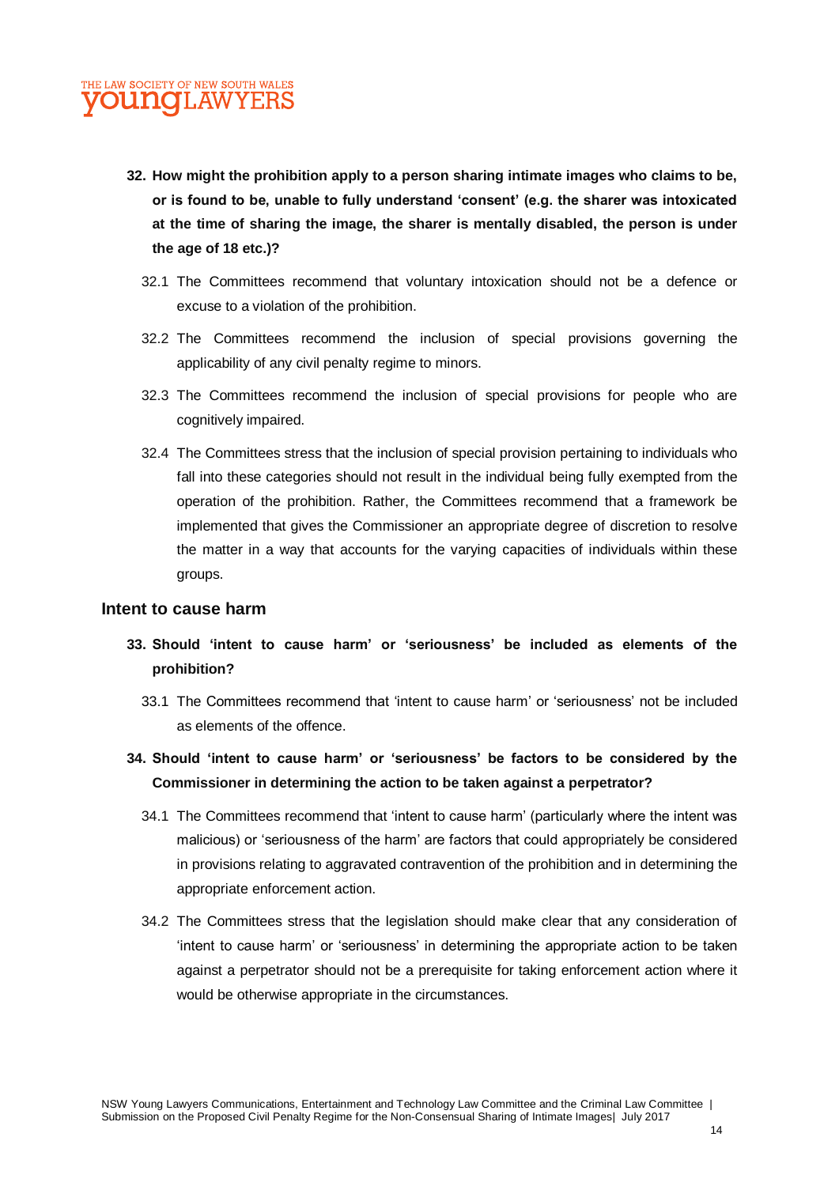**32. How might the prohibition apply to a person sharing intimate images who claims to be, or is found to be, unable to fully understand 'consent' (e.g. the sharer was intoxicated at the time of sharing the image, the sharer is mentally disabled, the person is under the age of 18 etc.)?**

32.1 The Committees recommend that voluntary intoxication should not be a defence or excuse to a violation of the prohibition.

32.2 The Committees recommend the inclusion of special provisions governing the applicability of any civil penalty regime to minors.

32.3 The Committees recommend the inclusion of special provisions for people who are cognitively impaired.

32.4 The Committees stress that the inclusion of special provision pertaining to individuals who fall into these categories should not result in the individual being fully exempted from the operation of the prohibition. Rather, the Committees recommend that a framework be implemented that gives the Commissioner an appropriate degree of discretion to resolve the matter in a way that accounts for the varying capacities of individuals within these groups.

## Intent to cause harm

**33. Should 'intent to cause harm' or 'seriousness' be included as elements of the prohibition?**

33.1 The Committees recommend that 'intent to cause harm' or 'seriousness' not be included as elements of the offence.

**34. Should 'intent to cause harm' or 'seriousness' be factors to be considered by the Commissioner in determining the action to be taken against a perpetrator?**

34.1 The Committees recommend that 'intent to cause harm' (particularly where the intent was malicious) or 'seriousness of the harm' are factors that could appropriately be considered in provisions relating to aggravated contravention of the prohibition and in determining the appropriate enforcement action.

34.2 The Committees stress that the legislation should make clear that any consideration of 'intent to cause harm' or 'seriousness' in determining the appropriate action to be taken against a perpetrator should not be a prerequisite for taking enforcement action where it would be otherwise appropriate in the circumstances.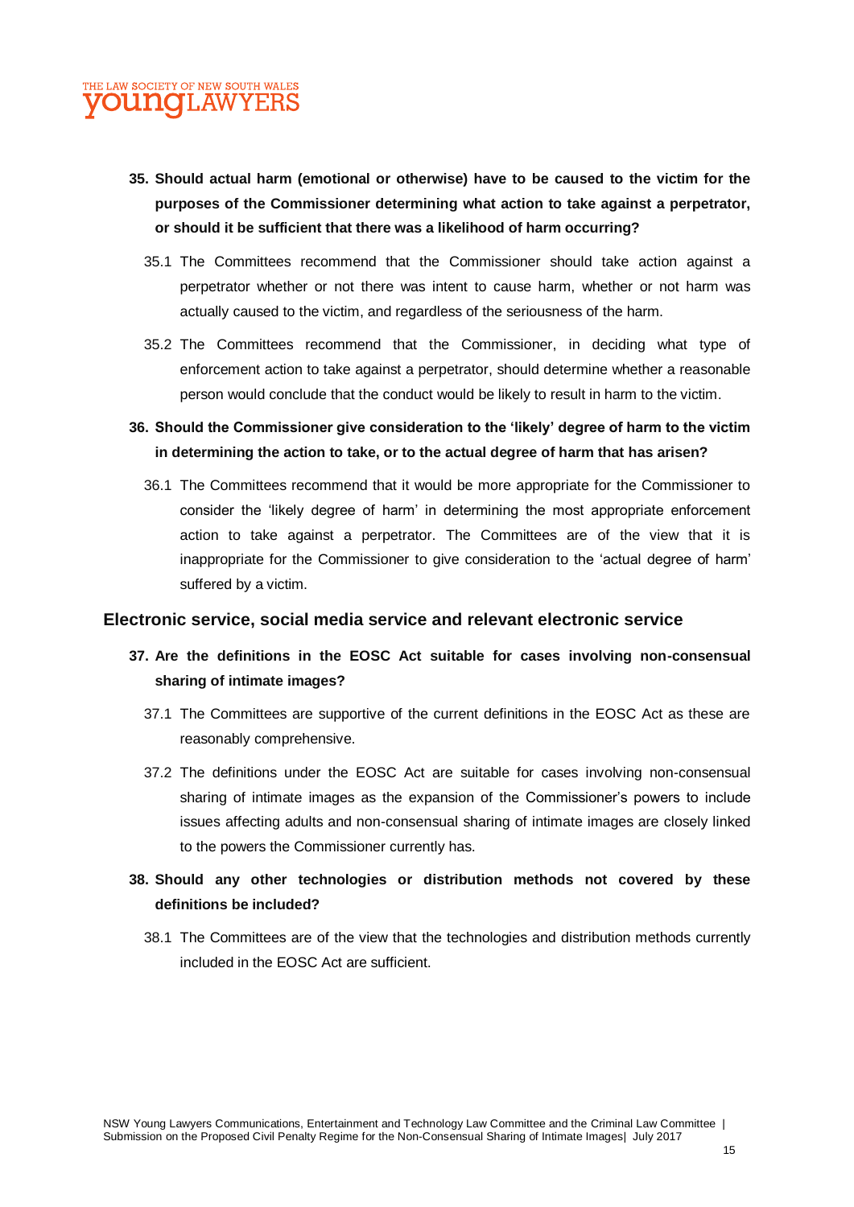**35. Should actual harm (emotional or otherwise) have to be caused to the victim for the purposes of the Commissioner determining what action to take against a perpetrator, or should it be sufficient that there was a likelihood of harm occurring?**

35.1 The Committees recommend that the Commissioner should take action against a perpetrator whether or not there was intent to cause harm, whether or not harm was actually caused to the victim, and regardless of the seriousness of the harm.

35.2 The Committees recommend that the Commissioner, in deciding what type of enforcement action to take against a perpetrator, should determine whether a reasonable person would conclude that the conduct would be likely to result in harm to the victim.

**36. Should the Commissioner give consideration to the 'likely' degree of harm to the victim in determining the action to take, or to the actual degree of harm that has arisen?**

36.1 The Committees recommend that it would be more appropriate for the Commissioner to consider the 'likely degree of harm' in determining the most appropriate enforcement action to take against a perpetrator. The Committees are of the view that it is inappropriate for the Commissioner to give consideration to the 'actual degree of harm' suffered by a victim.

## Electronic service, social media service and relevant electronic service

**37. Are the definitions in the EOSC Act suitable for cases involving non-consensual sharing of intimate images?**

37.1 The Committees are supportive of the current definitions in the EOSC Act as these are reasonably comprehensive.

37.2 The definitions under the EOSC Act are suitable for cases involving non-consensual sharing of intimate images as the expansion of the Commissioner's powers to include issues affecting adults and non-consensual sharing of intimate images are closely linked to the powers the Commissioner currently has.

**38. Should any other technologies or distribution methods not covered by these definitions be included?**

38.1 The Committees are of the view that the technologies and distribution methods currently included in the EOSC Act are sufficient.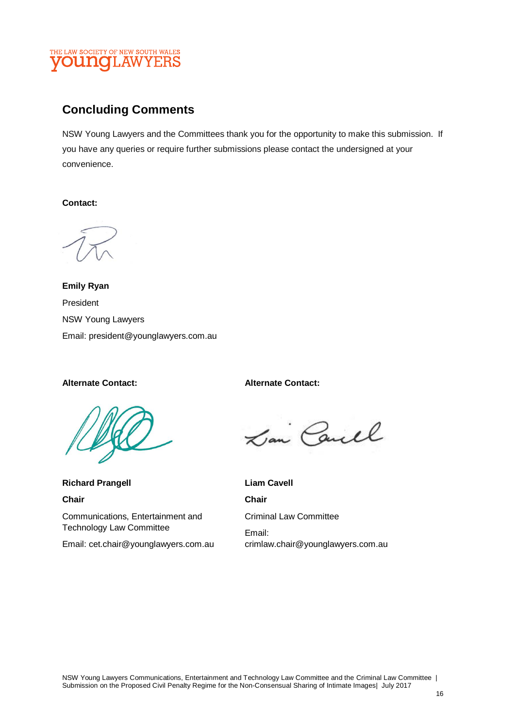## Concluding Comments

NSW Young Lawyers and the Committees thank you for the opportunity to make this submission. If you have any queries or require further submissions please contact the undersigned at your convenience.

**Contact:**

**Emily Ryan**

President

NSW Young Lawyers

Email: president@younglawyers.com.au

**Alternate Contact:**

**Richard Prangell**

**Chair**

Communications, Entertainment and Technology Law Committee

Email: cet.chair@younglawyers.com.au

**Alternate Contact:**

**Liam Cavell**

**Chair**

Criminal Law Committee

Email: crimlaw.chair@younglawyers.com.au